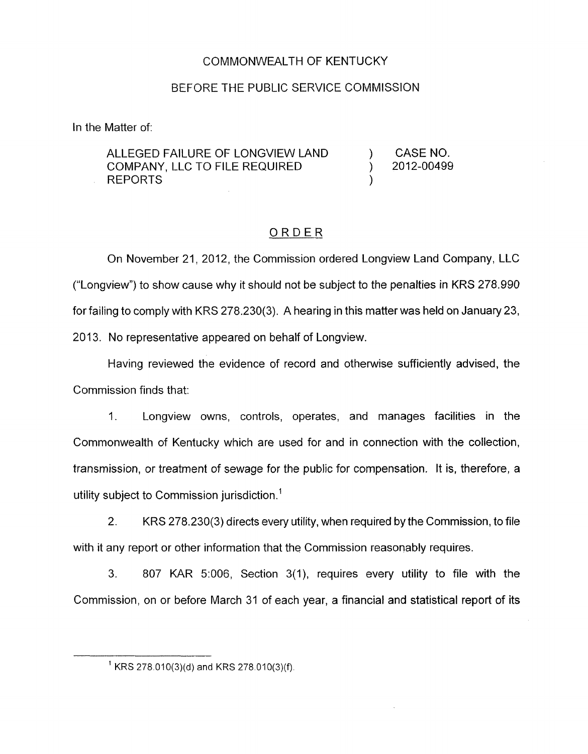COMMONWEALTH OF KENTUCKY

BEFORE THE PUBLIC SERVICE COMMISSION

In the Matter of:

| | | |
|---|---|---|
| ALLEGED FAILURE OF LONGVIEW LAND COMPANY, LLC TO FILE REQUIRED REPORTS | ) ) ) | CASE NO. 2012-00499 |

## ORDER

On November 21, 2012, the Commission ordered Longview Land Company, LLC ("Longview") to show cause why it should not be subject to the penalties in KRS 278.990 for failing to comply with KRS 278.230(3). A hearing in this matter was held on January 23, 2013. No representative appeared on behalf of Longview.

Having reviewed the evidence of record and otherwise sufficiently advised, the Commission finds that:

1. Longview owns, controls, operates, and manages facilities in the Commonwealth of Kentucky which are used for and in connection with the collection, transmission, or treatment of sewage for the public for compensation. It is, therefore, a utility subject to Commission jurisdiction.[1]

2. KRS 278.230(3) directs every utility, when required by the Commission, to file with it any report or other information that the Commission reasonably requires.

3. 807 KAR 5:006, Section 3(1), requires every utility to file with the Commission, on or before March 31 of each year, a financial and statistical report of its

[1] KRS 278.010(3)(d) and KRS 278.010(3)(f).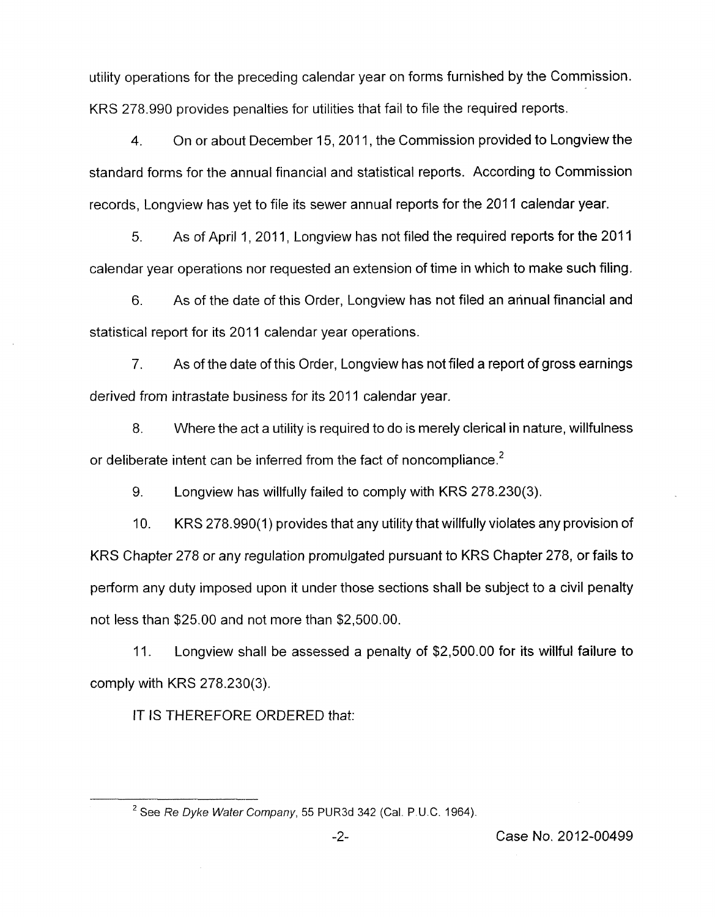utility operations for the preceding calendar year on forms furnished by the Commission. KRS 278.990 provides penalties for utilities that fail to file the required reports.

4. On or about December 15, 2011, the Commission provided to Longview the standard forms for the annual financial and statistical reports. According to Commission records, Longview has yet to file its sewer annual reports for the 2011 calendar year.

5. As of April 1, 2011, Longview has not filed the required reports for the 2011 calendar year operations nor requested an extension of time in which to make such filing.

6. As of the date of this Order, Longview has not filed an annual financial and statistical report for its 2011 calendar year operations.

7. As of the date of this Order, Longview has not filed a report of gross earnings derived from intrastate business for its 2011 calendar year.

8. Where the act a utility is required to do is merely clerical in nature, willfulness or deliberate intent can be inferred from the fact of noncompliance.[2]

9. Longview has willfully failed to comply with KRS 278.230(3).

10. KRS 278.990(1) provides that any utility that willfully violates any provision of KRS Chapter 278 or any regulation promulgated pursuant to KRS Chapter 278, or fails to perform any duty imposed upon it under those sections shall be subject to a civil penalty not less than $25.00 and not more than $2,500.00.

11. Longview shall be assessed a penalty of $2,500.00 for its willful failure to comply with KRS 278.230(3).

IT IS THEREFORE ORDERED that:

[2] See *Re Dyke Water Company*, 55 PUR3d 342 (Cal. P.U.C. 1964).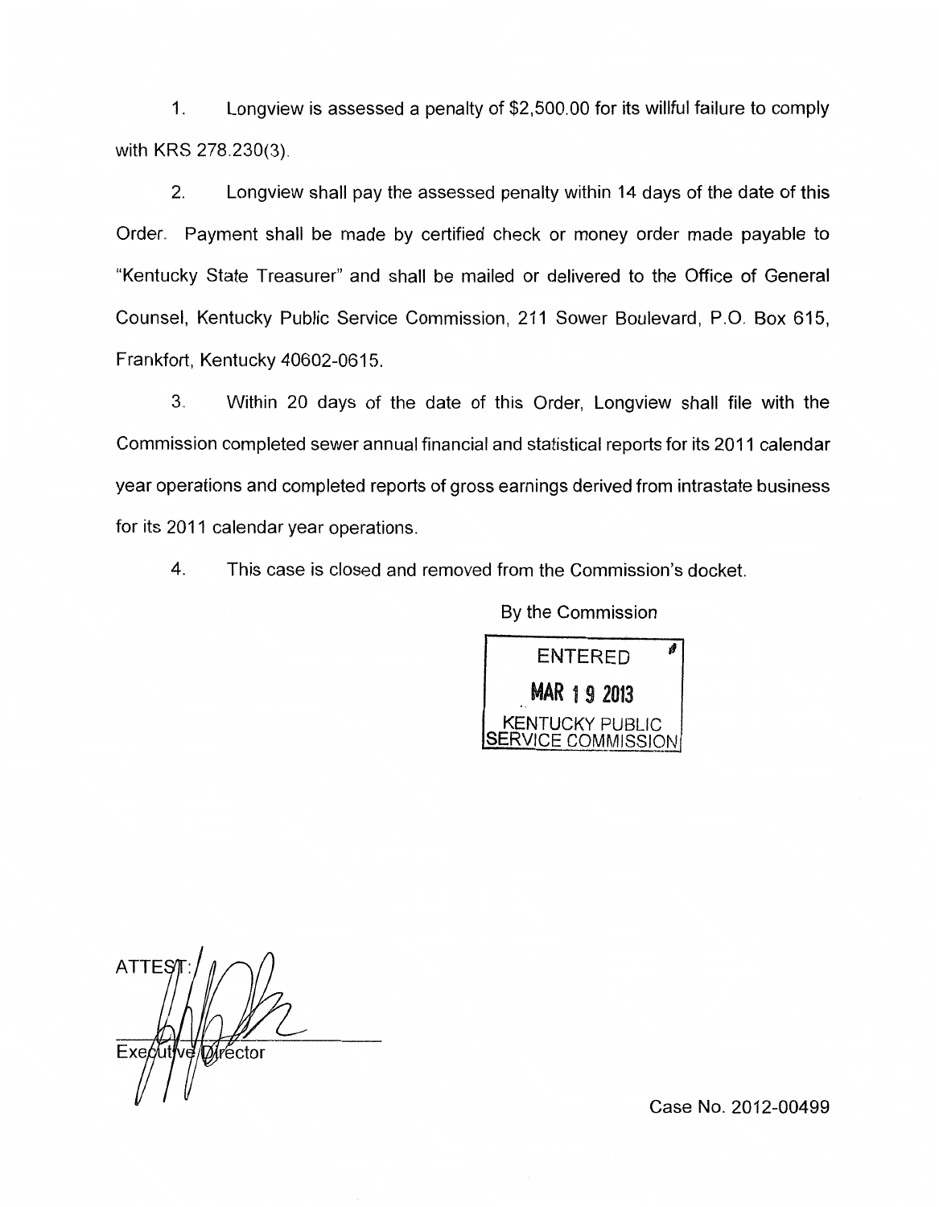1. Longview is assessed a penalty of $2,500.00 for its willful failure to comply with KRS 278.230(3).

2. Longview shall pay the assessed penalty within 14 days of the date of this Order. Payment shall be made by certified check or money order made payable to "Kentucky State Treasurer" and shall be mailed or delivered to the Office of General Counsel, Kentucky Public Service Commission, 211 Sower Boulevard, P.O. Box 615, Frankfort, Kentucky 40602-0615.

3. Within 20 days of the date of this Order, Longview shall file with the Commission completed sewer annual financial and statistical reports for its 2011 calendar year operations and completed reports of gross earnings derived from intrastate business for its 2011 calendar year operations.

4. This case is closed and removed from the Commission's docket.

By the Commission

ENTERED
MAR 19 2013
KENTUCKY PUBLIC SERVICE COMMISSION

ATTEST:

Executive Director

Case No. 2012-00499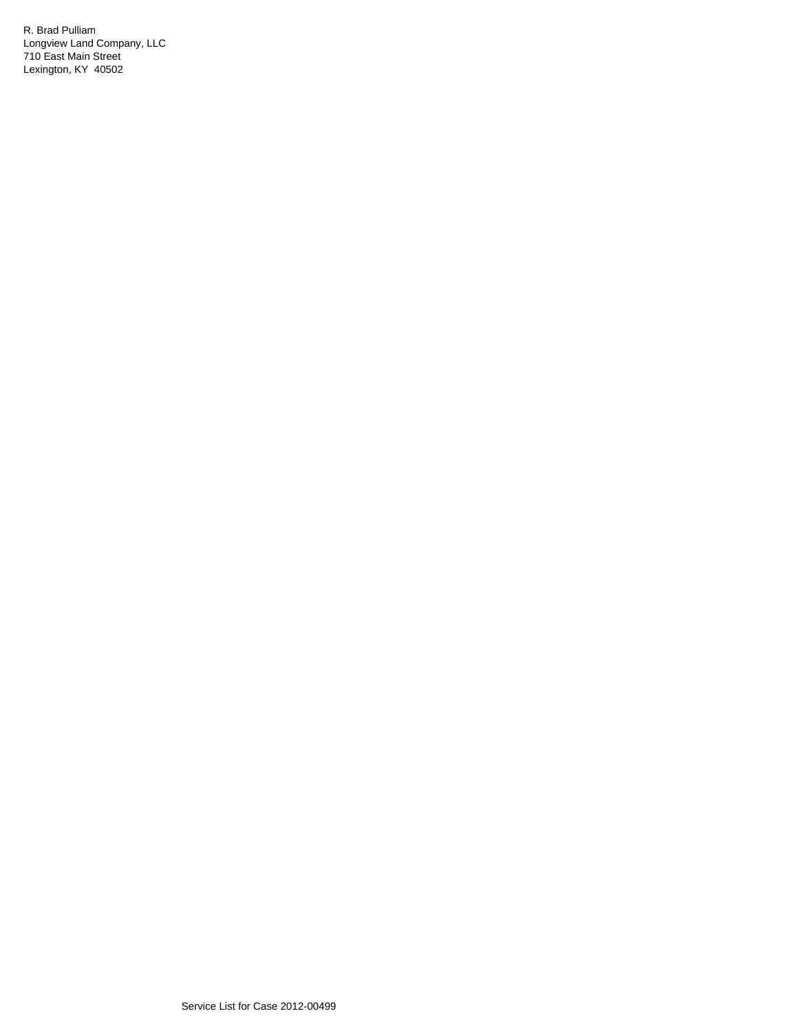R. Brad Pulliam
Longview Land Company, LLC
710 East Main Street
Lexington, KY  40502